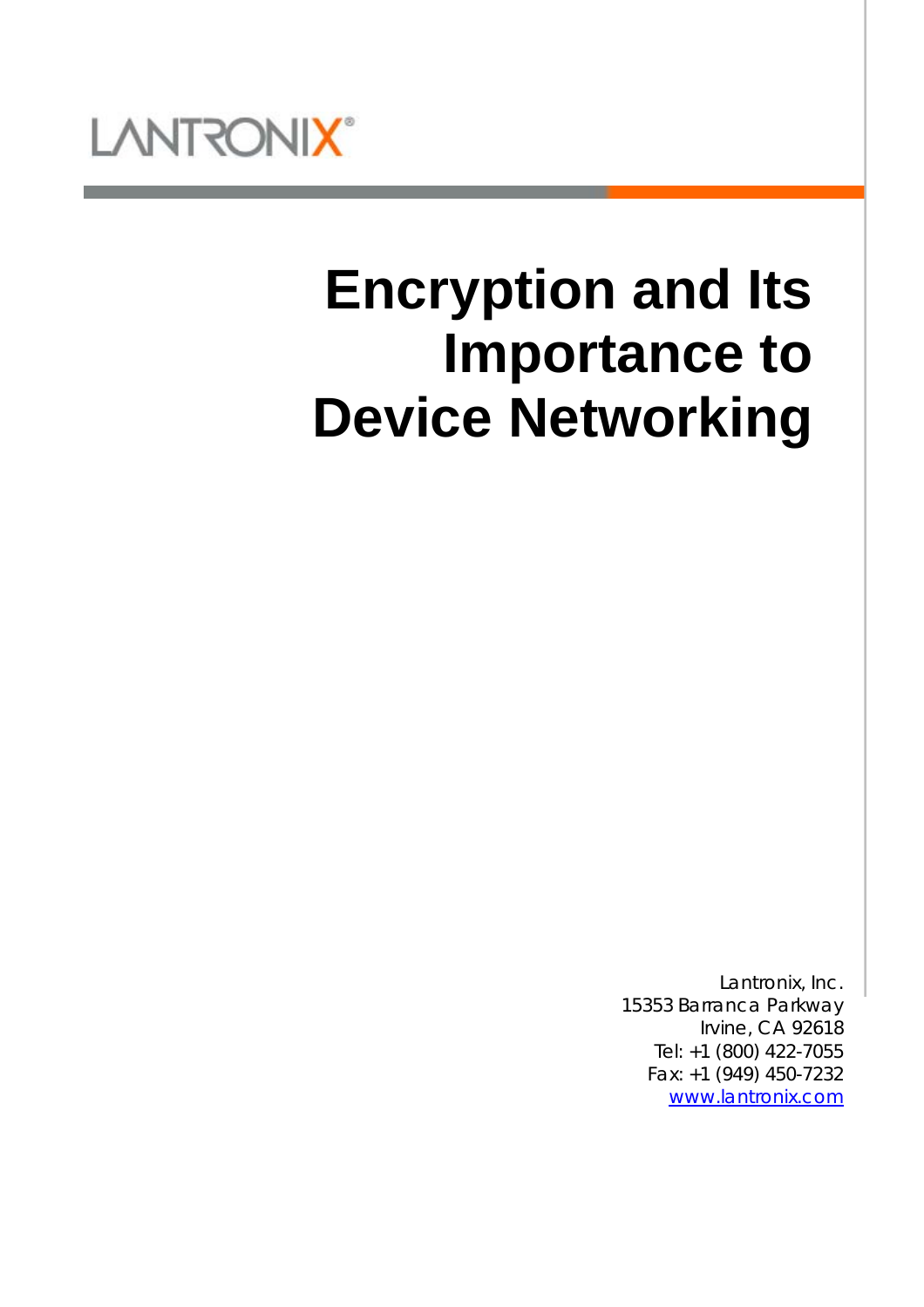LANTRONIX®

# Encryption and Its Importance to Device Networking

Lantronix, Inc.
15353 Barranca Parkway
Irvine, CA 92618
Tel: +1 (800) 422-7055
Fax: +1 (949) 450-7232
www.lantronix.com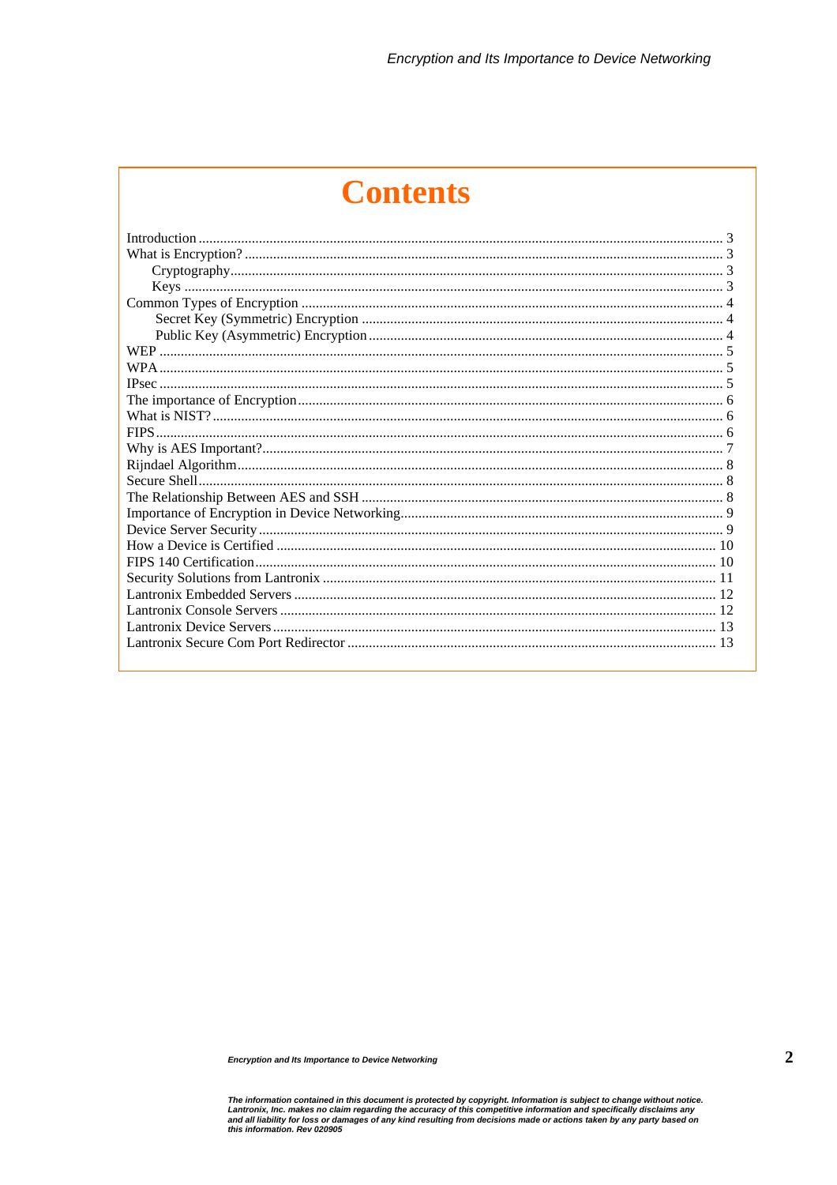# Contents

- Introduction ..... 3
- What is Encryption? ..... 3
  - Cryptography ..... 3
  - Keys ..... 3
- Common Types of Encryption ..... 4
  - Secret Key (Symmetric) Encryption ..... 4
  - Public Key (Asymmetric) Encryption ..... 4
- WEP ..... 5
- WPA ..... 5
- IPsec ..... 5
- The importance of Encryption ..... 6
- What is NIST? ..... 6
- FIPS ..... 6
- Why is AES Important? ..... 7
- Rijndael Algorithm ..... 8
- Secure Shell ..... 8
- The Relationship Between AES and SSH ..... 8
- Importance of Encryption in Device Networking ..... 9
- Device Server Security ..... 9
- How a Device is Certified ..... 10
- FIPS 140 Certification ..... 10
- Security Solutions from Lantronix ..... 11
- Lantronix Embedded Servers ..... 12
- Lantronix Console Servers ..... 12
- Lantronix Device Servers ..... 13
- Lantronix Secure Com Port Redirector ..... 13

*The information contained in this document is protected by copyright. Information is subject to change without notice. Lantronix, Inc. makes no claim regarding the accuracy of this competitive information and specifically disclaims any and all liability for loss or damages of any kind resulting from decisions made or actions taken by any party based on this information. Rev 020905*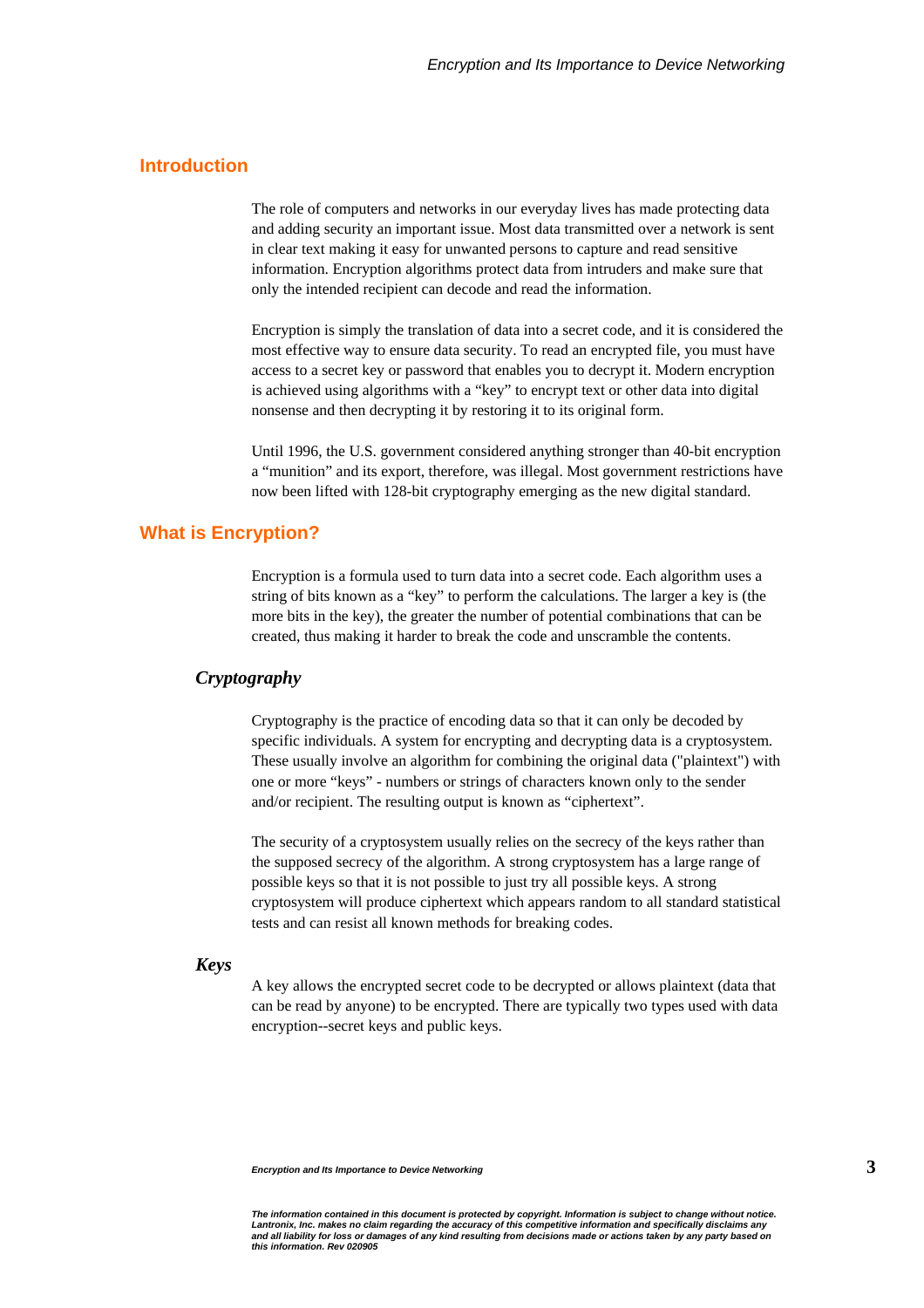## Introduction

The role of computers and networks in our everyday lives has made protecting data and adding security an important issue. Most data transmitted over a network is sent in clear text making it easy for unwanted persons to capture and read sensitive information. Encryption algorithms protect data from intruders and make sure that only the intended recipient can decode and read the information.

Encryption is simply the translation of data into a secret code, and it is considered the most effective way to ensure data security. To read an encrypted file, you must have access to a secret key or password that enables you to decrypt it. Modern encryption is achieved using algorithms with a "key" to encrypt text or other data into digital nonsense and then decrypting it by restoring it to its original form.

Until 1996, the U.S. government considered anything stronger than 40-bit encryption a "munition" and its export, therefore, was illegal. Most government restrictions have now been lifted with 128-bit cryptography emerging as the new digital standard.

## What is Encryption?

Encryption is a formula used to turn data into a secret code. Each algorithm uses a string of bits known as a "key" to perform the calculations. The larger a key is (the more bits in the key), the greater the number of potential combinations that can be created, thus making it harder to break the code and unscramble the contents.

### *Cryptography*

Cryptography is the practice of encoding data so that it can only be decoded by specific individuals. A system for encrypting and decrypting data is a cryptosystem. These usually involve an algorithm for combining the original data ("plaintext") with one or more "keys" - numbers or strings of characters known only to the sender and/or recipient. The resulting output is known as "ciphertext".

The security of a cryptosystem usually relies on the secrecy of the keys rather than the supposed secrecy of the algorithm. A strong cryptosystem has a large range of possible keys so that it is not possible to just try all possible keys. A strong cryptosystem will produce ciphertext which appears random to all standard statistical tests and can resist all known methods for breaking codes.

### *Keys*

A key allows the encrypted secret code to be decrypted or allows plaintext (data that can be read by anyone) to be encrypted. There are typically two types used with data encryption--secret keys and public keys.

*The information contained in this document is protected by copyright. Information is subject to change without notice. Lantronix, Inc. makes no claim regarding the accuracy of this competitive information and specifically disclaims any and all liability for loss or damages of any kind resulting from decisions made or actions taken by any party based on this information. Rev 020905*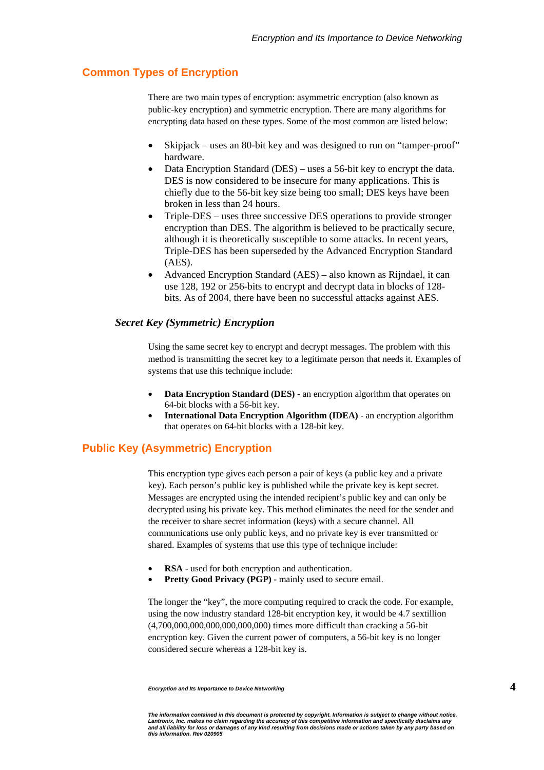## Common Types of Encryption

There are two main types of encryption: asymmetric encryption (also known as public-key encryption) and symmetric encryption. There are many algorithms for encrypting data based on these types. Some of the most common are listed below:

- Skipjack – uses an 80-bit key and was designed to run on "tamper-proof" hardware.
- Data Encryption Standard (DES) – uses a 56-bit key to encrypt the data. DES is now considered to be insecure for many applications. This is chiefly due to the 56-bit key size being too small; DES keys have been broken in less than 24 hours.
- Triple-DES – uses three successive DES operations to provide stronger encryption than DES. The algorithm is believed to be practically secure, although it is theoretically susceptible to some attacks. In recent years, Triple-DES has been superseded by the Advanced Encryption Standard (AES).
- Advanced Encryption Standard (AES) – also known as Rijndael, it can use 128, 192 or 256-bits to encrypt and decrypt data in blocks of 128-bits. As of 2004, there have been no successful attacks against AES.

### *Secret Key (Symmetric) Encryption*

Using the same secret key to encrypt and decrypt messages. The problem with this method is transmitting the secret key to a legitimate person that needs it. Examples of systems that use this technique include:

- **Data Encryption Standard (DES)** - an encryption algorithm that operates on 64-bit blocks with a 56-bit key.
- **International Data Encryption Algorithm (IDEA)** - an encryption algorithm that operates on 64-bit blocks with a 128-bit key.

## Public Key (Asymmetric) Encryption

This encryption type gives each person a pair of keys (a public key and a private key). Each person's public key is published while the private key is kept secret. Messages are encrypted using the intended recipient's public key and can only be decrypted using his private key. This method eliminates the need for the sender and the receiver to share secret information (keys) with a secure channel. All communications use only public keys, and no private key is ever transmitted or shared. Examples of systems that use this type of technique include:

- **RSA** - used for both encryption and authentication.
- **Pretty Good Privacy (PGP)** - mainly used to secure email.

The longer the "key", the more computing required to crack the code. For example, using the now industry standard 128-bit encryption key, it would be 4.7 sextillion (4,700,000,000,000,000,000,000) times more difficult than cracking a 56-bit encryption key. Given the current power of computers, a 56-bit key is no longer considered secure whereas a 128-bit key is.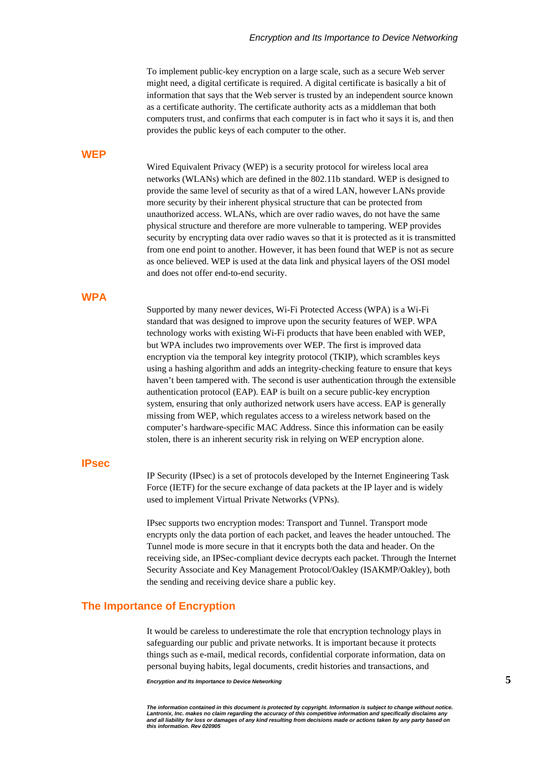To implement public-key encryption on a large scale, such as a secure Web server might need, a digital certificate is required. A digital certificate is basically a bit of information that says that the Web server is trusted by an independent source known as a certificate authority. The certificate authority acts as a middleman that both computers trust, and confirms that each computer is in fact who it says it is, and then provides the public keys of each computer to the other.

## WEP

Wired Equivalent Privacy (WEP) is a security protocol for wireless local area networks (WLANs) which are defined in the 802.11b standard. WEP is designed to provide the same level of security as that of a wired LAN, however LANs provide more security by their inherent physical structure that can be protected from unauthorized access. WLANs, which are over radio waves, do not have the same physical structure and therefore are more vulnerable to tampering. WEP provides security by encrypting data over radio waves so that it is protected as it is transmitted from one end point to another. However, it has been found that WEP is not as secure as once believed. WEP is used at the data link and physical layers of the OSI model and does not offer end-to-end security.

## WPA

Supported by many newer devices, Wi-Fi Protected Access (WPA) is a Wi-Fi standard that was designed to improve upon the security features of WEP. WPA technology works with existing Wi-Fi products that have been enabled with WEP, but WPA includes two improvements over WEP. The first is improved data encryption via the temporal key integrity protocol (TKIP), which scrambles keys using a hashing algorithm and adds an integrity-checking feature to ensure that keys haven't been tampered with. The second is user authentication through the extensible authentication protocol (EAP). EAP is built on a secure public-key encryption system, ensuring that only authorized network users have access. EAP is generally missing from WEP, which regulates access to a wireless network based on the computer's hardware-specific MAC Address. Since this information can be easily stolen, there is an inherent security risk in relying on WEP encryption alone.

## IPsec

IP Security (IPsec) is a set of protocols developed by the Internet Engineering Task Force (IETF) for the secure exchange of data packets at the IP layer and is widely used to implement Virtual Private Networks (VPNs).

IPsec supports two encryption modes: Transport and Tunnel. Transport mode encrypts only the data portion of each packet, and leaves the header untouched. The Tunnel mode is more secure in that it encrypts both the data and header. On the receiving side, an IPSec-compliant device decrypts each packet. Through the Internet Security Associate and Key Management Protocol/Oakley (ISAKMP/Oakley), both the sending and receiving device share a public key.

## The Importance of Encryption

It would be careless to underestimate the role that encryption technology plays in safeguarding our public and private networks. It is important because it protects things such as e-mail, medical records, confidential corporate information, data on personal buying habits, legal documents, credit histories and transactions, and

*The information contained in this document is protected by copyright. Information is subject to change without notice. Lantronix, Inc. makes no claim regarding the accuracy of this competitive information and specifically disclaims any and all liability for loss or damages of any kind resulting from decisions made or actions taken by any party based on this information. Rev 020905*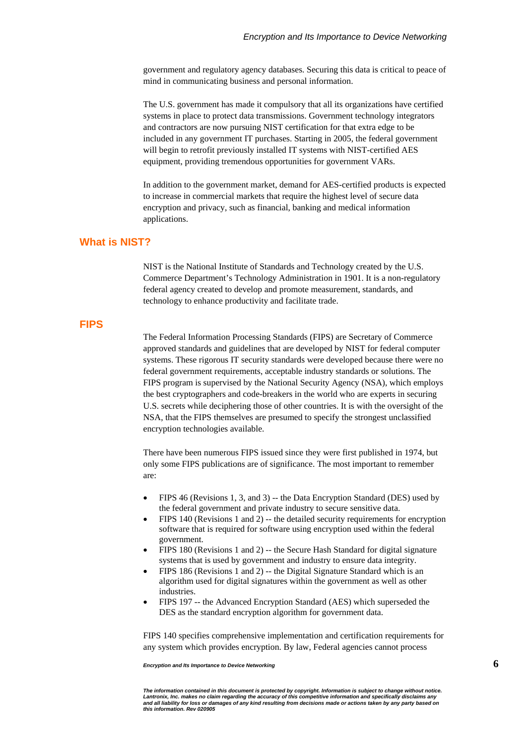government and regulatory agency databases. Securing this data is critical to peace of mind in communicating business and personal information.

The U.S. government has made it compulsory that all its organizations have certified systems in place to protect data transmissions. Government technology integrators and contractors are now pursuing NIST certification for that extra edge to be included in any government IT purchases. Starting in 2005, the federal government will begin to retrofit previously installed IT systems with NIST-certified AES equipment, providing tremendous opportunities for government VARs.

In addition to the government market, demand for AES-certified products is expected to increase in commercial markets that require the highest level of secure data encryption and privacy, such as financial, banking and medical information applications.

## What is NIST?

NIST is the National Institute of Standards and Technology created by the U.S. Commerce Department's Technology Administration in 1901. It is a non-regulatory federal agency created to develop and promote measurement, standards, and technology to enhance productivity and facilitate trade.

## FIPS

The Federal Information Processing Standards (FIPS) are Secretary of Commerce approved standards and guidelines that are developed by NIST for federal computer systems. These rigorous IT security standards were developed because there were no federal government requirements, acceptable industry standards or solutions. The FIPS program is supervised by the National Security Agency (NSA), which employs the best cryptographers and code-breakers in the world who are experts in securing U.S. secrets while deciphering those of other countries. It is with the oversight of the NSA, that the FIPS themselves are presumed to specify the strongest unclassified encryption technologies available.

There have been numerous FIPS issued since they were first published in 1974, but only some FIPS publications are of significance. The most important to remember are:

- FIPS 46 (Revisions 1, 3, and 3) -- the Data Encryption Standard (DES) used by the federal government and private industry to secure sensitive data.
- FIPS 140 (Revisions 1 and 2) -- the detailed security requirements for encryption software that is required for software using encryption used within the federal government.
- FIPS 180 (Revisions 1 and 2) -- the Secure Hash Standard for digital signature systems that is used by government and industry to ensure data integrity.
- FIPS 186 (Revisions 1 and 2) -- the Digital Signature Standard which is an algorithm used for digital signatures within the government as well as other industries.
- FIPS 197 -- the Advanced Encryption Standard (AES) which superseded the DES as the standard encryption algorithm for government data.

FIPS 140 specifies comprehensive implementation and certification requirements for any system which provides encryption. By law, Federal agencies cannot process

*The information contained in this document is protected by copyright. Information is subject to change without notice. Lantronix, Inc. makes no claim regarding the accuracy of this competitive information and specifically disclaims any and all liability for loss or damages of any kind resulting from decisions made or actions taken by any party based on this information. Rev 020905*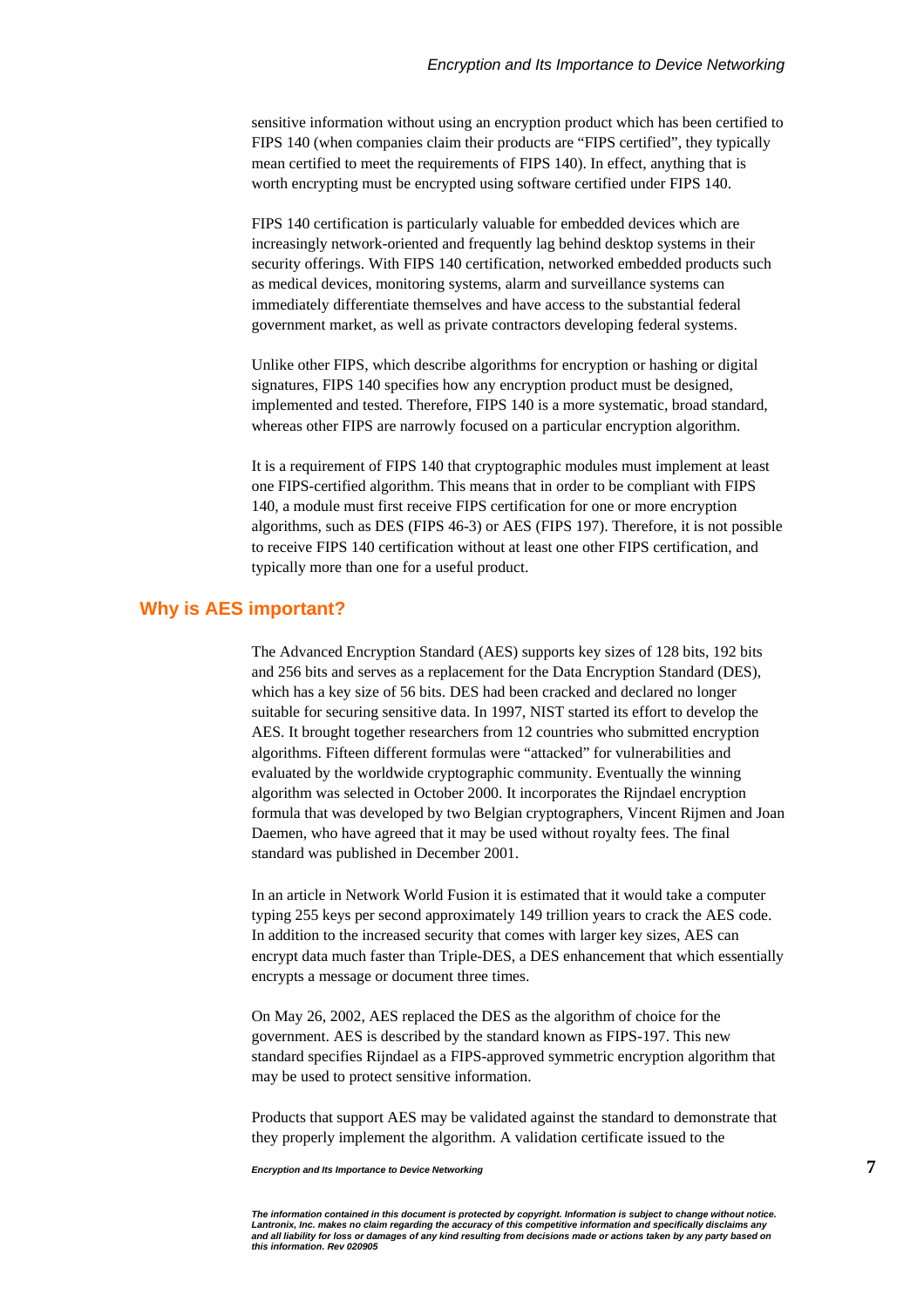sensitive information without using an encryption product which has been certified to FIPS 140 (when companies claim their products are "FIPS certified", they typically mean certified to meet the requirements of FIPS 140). In effect, anything that is worth encrypting must be encrypted using software certified under FIPS 140.

FIPS 140 certification is particularly valuable for embedded devices which are increasingly network-oriented and frequently lag behind desktop systems in their security offerings. With FIPS 140 certification, networked embedded products such as medical devices, monitoring systems, alarm and surveillance systems can immediately differentiate themselves and have access to the substantial federal government market, as well as private contractors developing federal systems.

Unlike other FIPS, which describe algorithms for encryption or hashing or digital signatures, FIPS 140 specifies how any encryption product must be designed, implemented and tested. Therefore, FIPS 140 is a more systematic, broad standard, whereas other FIPS are narrowly focused on a particular encryption algorithm.

It is a requirement of FIPS 140 that cryptographic modules must implement at least one FIPS-certified algorithm. This means that in order to be compliant with FIPS 140, a module must first receive FIPS certification for one or more encryption algorithms, such as DES (FIPS 46-3) or AES (FIPS 197). Therefore, it is not possible to receive FIPS 140 certification without at least one other FIPS certification, and typically more than one for a useful product.

## Why is AES important?

The Advanced Encryption Standard (AES) supports key sizes of 128 bits, 192 bits and 256 bits and serves as a replacement for the Data Encryption Standard (DES), which has a key size of 56 bits. DES had been cracked and declared no longer suitable for securing sensitive data. In 1997, NIST started its effort to develop the AES. It brought together researchers from 12 countries who submitted encryption algorithms. Fifteen different formulas were "attacked" for vulnerabilities and evaluated by the worldwide cryptographic community. Eventually the winning algorithm was selected in October 2000. It incorporates the Rijndael encryption formula that was developed by two Belgian cryptographers, Vincent Rijmen and Joan Daemen, who have agreed that it may be used without royalty fees. The final standard was published in December 2001.

In an article in Network World Fusion it is estimated that it would take a computer typing 255 keys per second approximately 149 trillion years to crack the AES code. In addition to the increased security that comes with larger key sizes, AES can encrypt data much faster than Triple-DES, a DES enhancement that which essentially encrypts a message or document three times.

On May 26, 2002, AES replaced the DES as the algorithm of choice for the government. AES is described by the standard known as FIPS-197. This new standard specifies Rijndael as a FIPS-approved symmetric encryption algorithm that may be used to protect sensitive information.

Products that support AES may be validated against the standard to demonstrate that they properly implement the algorithm. A validation certificate issued to the

*The information contained in this document is protected by copyright. Information is subject to change without notice. Lantronix, Inc. makes no claim regarding the accuracy of this competitive information and specifically disclaims any and all liability for loss or damages of any kind resulting from decisions made or actions taken by any party based on this information. Rev 020905*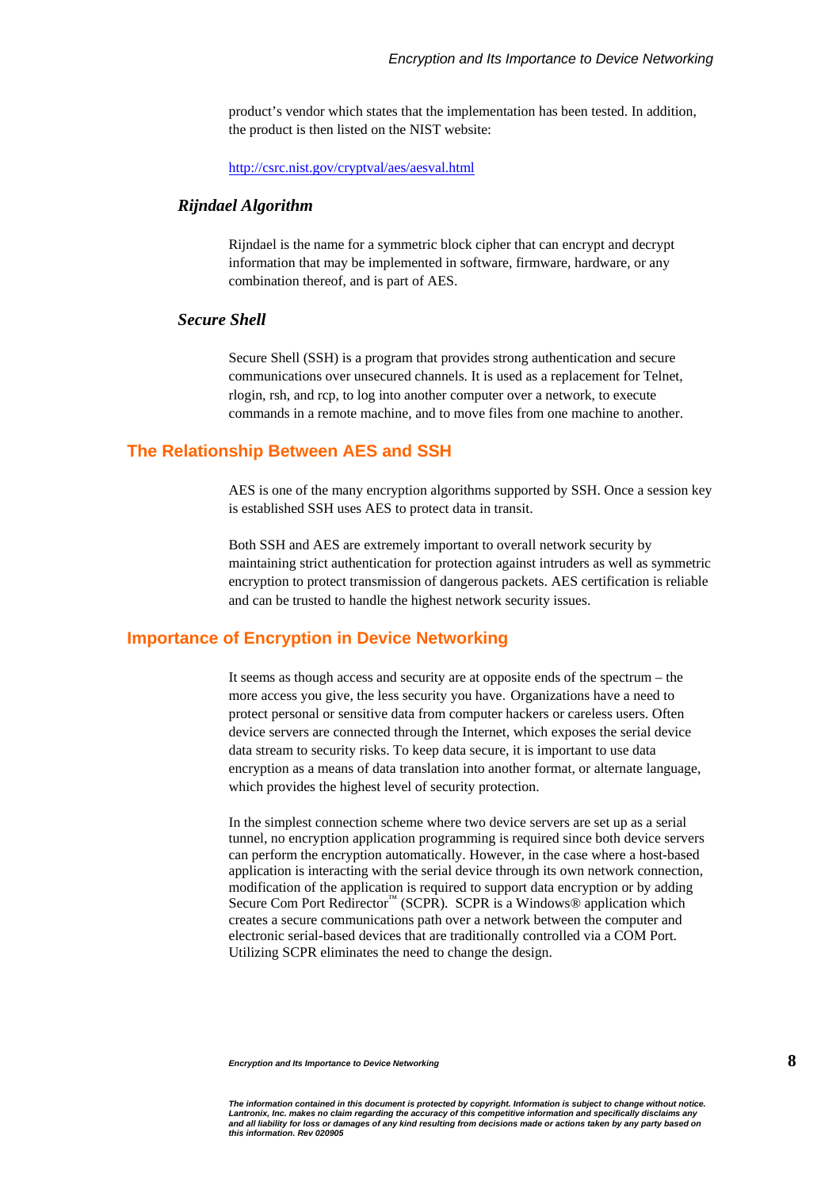product's vendor which states that the implementation has been tested. In addition, the product is then listed on the NIST website:

http://csrc.nist.gov/cryptval/aes/aesval.html

### *Rijndael Algorithm*

Rijndael is the name for a symmetric block cipher that can encrypt and decrypt information that may be implemented in software, firmware, hardware, or any combination thereof, and is part of AES.

### *Secure Shell*

Secure Shell (SSH) is a program that provides strong authentication and secure communications over unsecured channels. It is used as a replacement for Telnet, rlogin, rsh, and rcp, to log into another computer over a network, to execute commands in a remote machine, and to move files from one machine to another.

## The Relationship Between AES and SSH

AES is one of the many encryption algorithms supported by SSH. Once a session key is established SSH uses AES to protect data in transit.

Both SSH and AES are extremely important to overall network security by maintaining strict authentication for protection against intruders as well as symmetric encryption to protect transmission of dangerous packets. AES certification is reliable and can be trusted to handle the highest network security issues.

## Importance of Encryption in Device Networking

It seems as though access and security are at opposite ends of the spectrum – the more access you give, the less security you have. Organizations have a need to protect personal or sensitive data from computer hackers or careless users. Often device servers are connected through the Internet, which exposes the serial device data stream to security risks. To keep data secure, it is important to use data encryption as a means of data translation into another format, or alternate language, which provides the highest level of security protection.

In the simplest connection scheme where two device servers are set up as a serial tunnel, no encryption application programming is required since both device servers can perform the encryption automatically. However, in the case where a host-based application is interacting with the serial device through its own network connection, modification of the application is required to support data encryption or by adding Secure Com Port Redirector™ (SCPR). SCPR is a Windows® application which creates a secure communications path over a network between the computer and electronic serial-based devices that are traditionally controlled via a COM Port. Utilizing SCPR eliminates the need to change the design.

*The information contained in this document is protected by copyright. Information is subject to change without notice. Lantronix, Inc. makes no claim regarding the accuracy of this competitive information and specifically disclaims any and all liability for loss or damages of any kind resulting from decisions made or actions taken by any party based on this information. Rev 020905*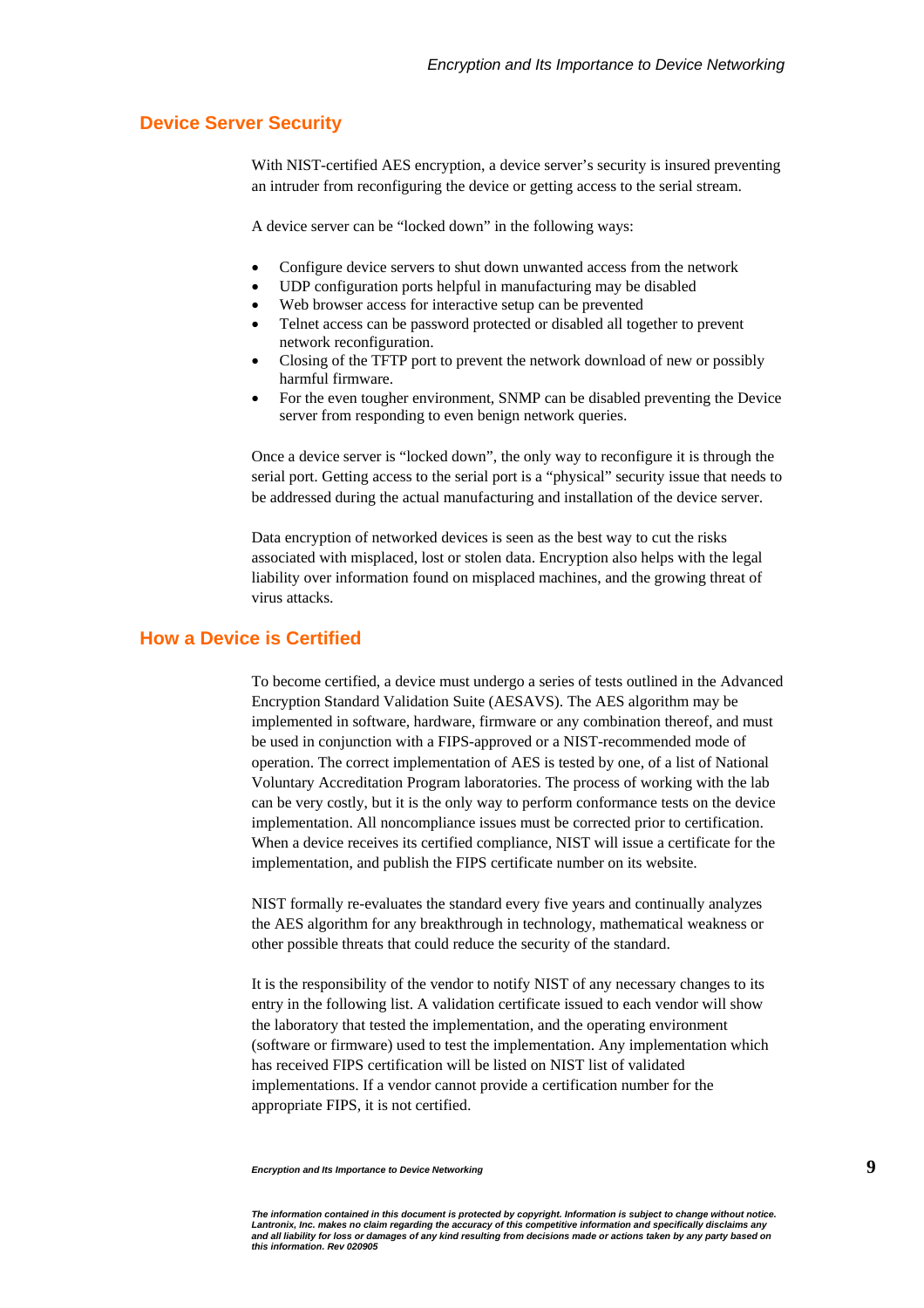## Device Server Security

With NIST-certified AES encryption, a device server's security is insured preventing an intruder from reconfiguring the device or getting access to the serial stream.

A device server can be "locked down" in the following ways:

- Configure device servers to shut down unwanted access from the network
- UDP configuration ports helpful in manufacturing may be disabled
- Web browser access for interactive setup can be prevented
- Telnet access can be password protected or disabled all together to prevent network reconfiguration.
- Closing of the TFTP port to prevent the network download of new or possibly harmful firmware.
- For the even tougher environment, SNMP can be disabled preventing the Device server from responding to even benign network queries.

Once a device server is "locked down", the only way to reconfigure it is through the serial port. Getting access to the serial port is a "physical" security issue that needs to be addressed during the actual manufacturing and installation of the device server.

Data encryption of networked devices is seen as the best way to cut the risks associated with misplaced, lost or stolen data. Encryption also helps with the legal liability over information found on misplaced machines, and the growing threat of virus attacks.

## How a Device is Certified

To become certified, a device must undergo a series of tests outlined in the Advanced Encryption Standard Validation Suite (AESAVS). The AES algorithm may be implemented in software, hardware, firmware or any combination thereof, and must be used in conjunction with a FIPS-approved or a NIST-recommended mode of operation. The correct implementation of AES is tested by one, of a list of National Voluntary Accreditation Program laboratories. The process of working with the lab can be very costly, but it is the only way to perform conformance tests on the device implementation. All noncompliance issues must be corrected prior to certification. When a device receives its certified compliance, NIST will issue a certificate for the implementation, and publish the FIPS certificate number on its website.

NIST formally re-evaluates the standard every five years and continually analyzes the AES algorithm for any breakthrough in technology, mathematical weakness or other possible threats that could reduce the security of the standard.

It is the responsibility of the vendor to notify NIST of any necessary changes to its entry in the following list. A validation certificate issued to each vendor will show the laboratory that tested the implementation, and the operating environment (software or firmware) used to test the implementation. Any implementation which has received FIPS certification will be listed on NIST list of validated implementations. If a vendor cannot provide a certification number for the appropriate FIPS, it is not certified.

*The information contained in this document is protected by copyright. Information is subject to change without notice. Lantronix, Inc. makes no claim regarding the accuracy of this competitive information and specifically disclaims any and all liability for loss or damages of any kind resulting from decisions made or actions taken by any party based on this information. Rev 020905*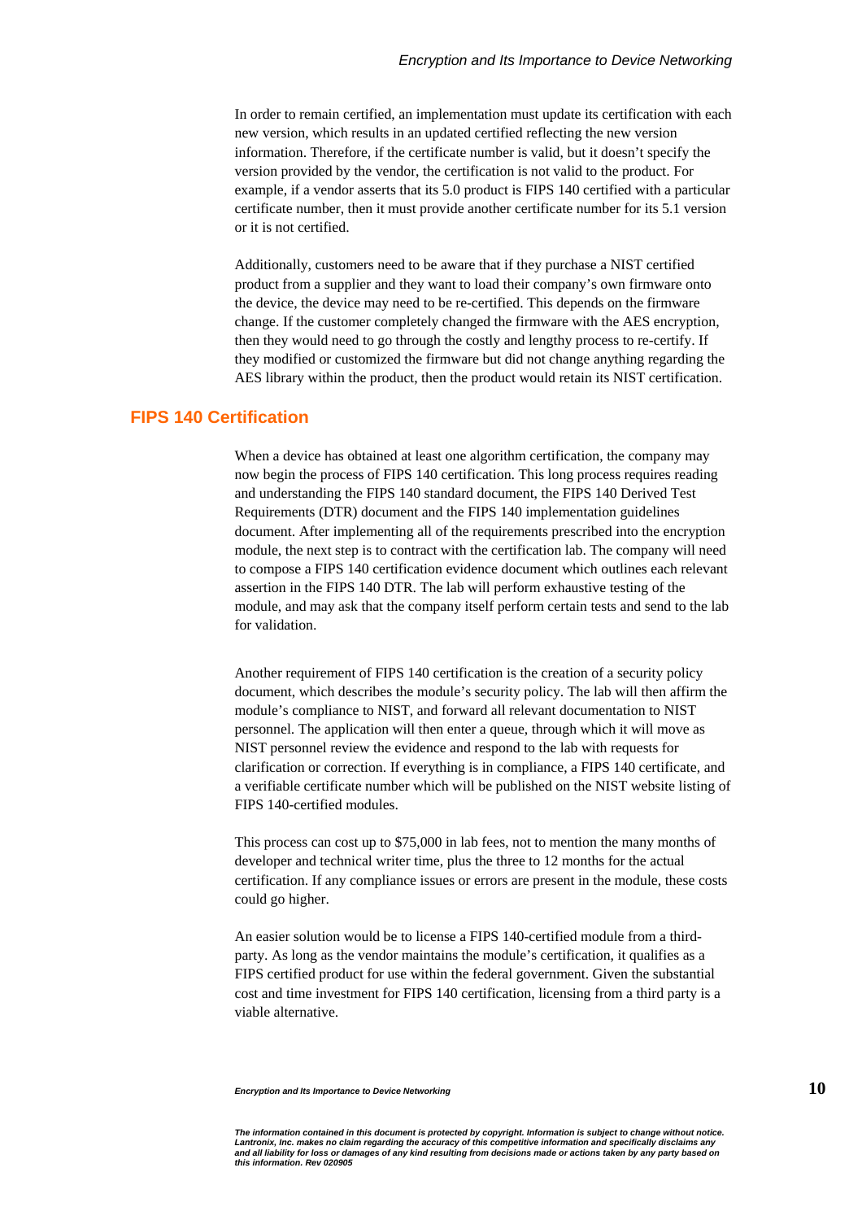In order to remain certified, an implementation must update its certification with each new version, which results in an updated certified reflecting the new version information. Therefore, if the certificate number is valid, but it doesn't specify the version provided by the vendor, the certification is not valid to the product. For example, if a vendor asserts that its 5.0 product is FIPS 140 certified with a particular certificate number, then it must provide another certificate number for its 5.1 version or it is not certified.

Additionally, customers need to be aware that if they purchase a NIST certified product from a supplier and they want to load their company's own firmware onto the device, the device may need to be re-certified. This depends on the firmware change. If the customer completely changed the firmware with the AES encryption, then they would need to go through the costly and lengthy process to re-certify. If they modified or customized the firmware but did not change anything regarding the AES library within the product, then the product would retain its NIST certification.

## FIPS 140 Certification

When a device has obtained at least one algorithm certification, the company may now begin the process of FIPS 140 certification. This long process requires reading and understanding the FIPS 140 standard document, the FIPS 140 Derived Test Requirements (DTR) document and the FIPS 140 implementation guidelines document. After implementing all of the requirements prescribed into the encryption module, the next step is to contract with the certification lab. The company will need to compose a FIPS 140 certification evidence document which outlines each relevant assertion in the FIPS 140 DTR. The lab will perform exhaustive testing of the module, and may ask that the company itself perform certain tests and send to the lab for validation.

Another requirement of FIPS 140 certification is the creation of a security policy document, which describes the module's security policy. The lab will then affirm the module's compliance to NIST, and forward all relevant documentation to NIST personnel. The application will then enter a queue, through which it will move as NIST personnel review the evidence and respond to the lab with requests for clarification or correction. If everything is in compliance, a FIPS 140 certificate, and a verifiable certificate number which will be published on the NIST website listing of FIPS 140-certified modules.

This process can cost up to $75,000 in lab fees, not to mention the many months of developer and technical writer time, plus the three to 12 months for the actual certification. If any compliance issues or errors are present in the module, these costs could go higher.

An easier solution would be to license a FIPS 140-certified module from a third-party. As long as the vendor maintains the module's certification, it qualifies as a FIPS certified product for use within the federal government. Given the substantial cost and time investment for FIPS 140 certification, licensing from a third party is a viable alternative.

*The information contained in this document is protected by copyright. Information is subject to change without notice. Lantronix, Inc. makes no claim regarding the accuracy of this competitive information and specifically disclaims any and all liability for loss or damages of any kind resulting from decisions made or actions taken by any party based on this information. Rev 020905*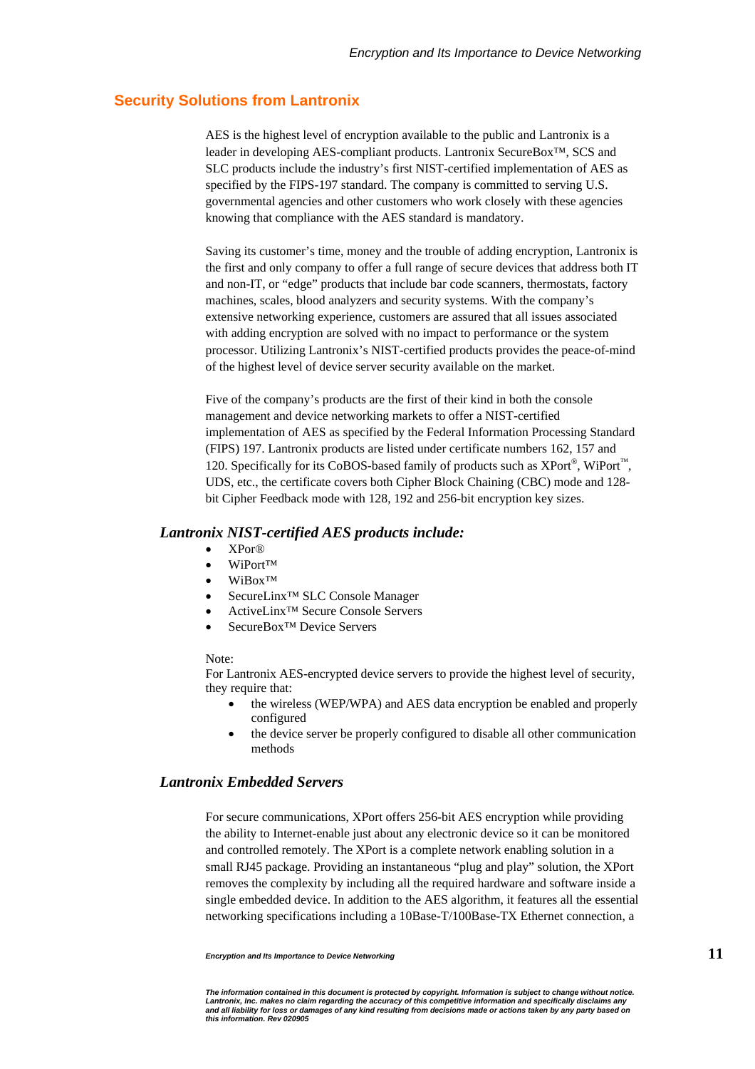## Security Solutions from Lantronix

AES is the highest level of encryption available to the public and Lantronix is a leader in developing AES-compliant products. Lantronix SecureBox™, SCS and SLC products include the industry's first NIST-certified implementation of AES as specified by the FIPS-197 standard. The company is committed to serving U.S. governmental agencies and other customers who work closely with these agencies knowing that compliance with the AES standard is mandatory.

Saving its customer's time, money and the trouble of adding encryption, Lantronix is the first and only company to offer a full range of secure devices that address both IT and non-IT, or "edge" products that include bar code scanners, thermostats, factory machines, scales, blood analyzers and security systems. With the company's extensive networking experience, customers are assured that all issues associated with adding encryption are solved with no impact to performance or the system processor. Utilizing Lantronix's NIST-certified products provides the peace-of-mind of the highest level of device server security available on the market.

Five of the company's products are the first of their kind in both the console management and device networking markets to offer a NIST-certified implementation of AES as specified by the Federal Information Processing Standard (FIPS) 197. Lantronix products are listed under certificate numbers 162, 157 and 120. Specifically for its CoBOS-based family of products such as XPort®, WiPort™, UDS, etc., the certificate covers both Cipher Block Chaining (CBC) mode and 128-bit Cipher Feedback mode with 128, 192 and 256-bit encryption key sizes.

### *Lantronix NIST-certified AES products include:*

- XPor®
- WiPort™
- WiBox™
- SecureLinx™ SLC Console Manager
- ActiveLinx™ Secure Console Servers
- SecureBox™ Device Servers

Note:
For Lantronix AES-encrypted device servers to provide the highest level of security, they require that:

- the wireless (WEP/WPA) and AES data encryption be enabled and properly configured
- the device server be properly configured to disable all other communication methods

### *Lantronix Embedded Servers*

For secure communications, XPort offers 256-bit AES encryption while providing the ability to Internet-enable just about any electronic device so it can be monitored and controlled remotely. The XPort is a complete network enabling solution in a small RJ45 package. Providing an instantaneous "plug and play" solution, the XPort removes the complexity by including all the required hardware and software inside a single embedded device. In addition to the AES algorithm, it features all the essential networking specifications including a 10Base-T/100Base-TX Ethernet connection, a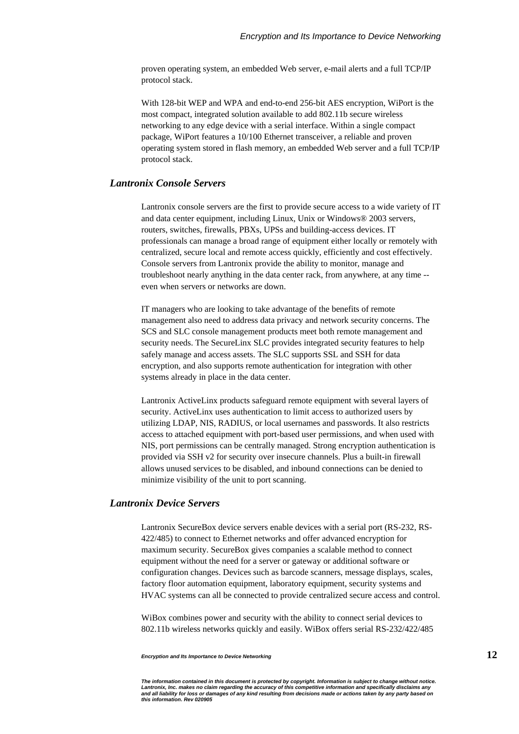proven operating system, an embedded Web server, e-mail alerts and a full TCP/IP protocol stack.

With 128-bit WEP and WPA and end-to-end 256-bit AES encryption, WiPort is the most compact, integrated solution available to add 802.11b secure wireless networking to any edge device with a serial interface. Within a single compact package, WiPort features a 10/100 Ethernet transceiver, a reliable and proven operating system stored in flash memory, an embedded Web server and a full TCP/IP protocol stack.

### *Lantronix Console Servers*

Lantronix console servers are the first to provide secure access to a wide variety of IT and data center equipment, including Linux, Unix or Windows® 2003 servers, routers, switches, firewalls, PBXs, UPSs and building-access devices. IT professionals can manage a broad range of equipment either locally or remotely with centralized, secure local and remote access quickly, efficiently and cost effectively. Console servers from Lantronix provide the ability to monitor, manage and troubleshoot nearly anything in the data center rack, from anywhere, at any time -- even when servers or networks are down.

IT managers who are looking to take advantage of the benefits of remote management also need to address data privacy and network security concerns. The SCS and SLC console management products meet both remote management and security needs. The SecureLinx SLC provides integrated security features to help safely manage and access assets. The SLC supports SSL and SSH for data encryption, and also supports remote authentication for integration with other systems already in place in the data center.

Lantronix ActiveLinx products safeguard remote equipment with several layers of security. ActiveLinx uses authentication to limit access to authorized users by utilizing LDAP, NIS, RADIUS, or local usernames and passwords. It also restricts access to attached equipment with port-based user permissions, and when used with NIS, port permissions can be centrally managed. Strong encryption authentication is provided via SSH v2 for security over insecure channels. Plus a built-in firewall allows unused services to be disabled, and inbound connections can be denied to minimize visibility of the unit to port scanning.

### *Lantronix Device Servers*

Lantronix SecureBox device servers enable devices with a serial port (RS-232, RS-422/485) to connect to Ethernet networks and offer advanced encryption for maximum security. SecureBox gives companies a scalable method to connect equipment without the need for a server or gateway or additional software or configuration changes. Devices such as barcode scanners, message displays, scales, factory floor automation equipment, laboratory equipment, security systems and HVAC systems can all be connected to provide centralized secure access and control.

WiBox combines power and security with the ability to connect serial devices to 802.11b wireless networks quickly and easily. WiBox offers serial RS-232/422/485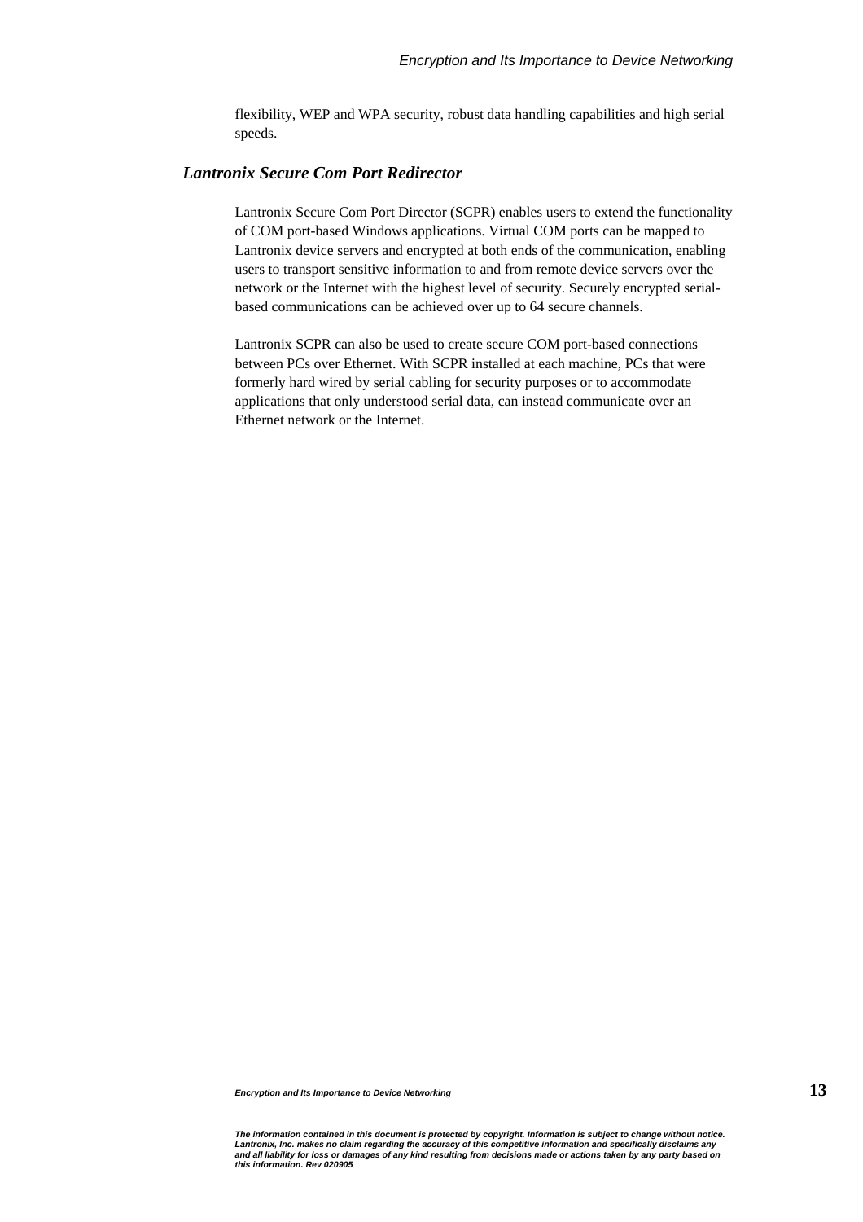flexibility, WEP and WPA security, robust data handling capabilities and high serial speeds.

### *Lantronix Secure Com Port Redirector*

Lantronix Secure Com Port Director (SCPR) enables users to extend the functionality of COM port-based Windows applications. Virtual COM ports can be mapped to Lantronix device servers and encrypted at both ends of the communication, enabling users to transport sensitive information to and from remote device servers over the network or the Internet with the highest level of security. Securely encrypted serial-based communications can be achieved over up to 64 secure channels.

Lantronix SCPR can also be used to create secure COM port-based connections between PCs over Ethernet. With SCPR installed at each machine, PCs that were formerly hard wired by serial cabling for security purposes or to accommodate applications that only understood serial data, can instead communicate over an Ethernet network or the Internet.